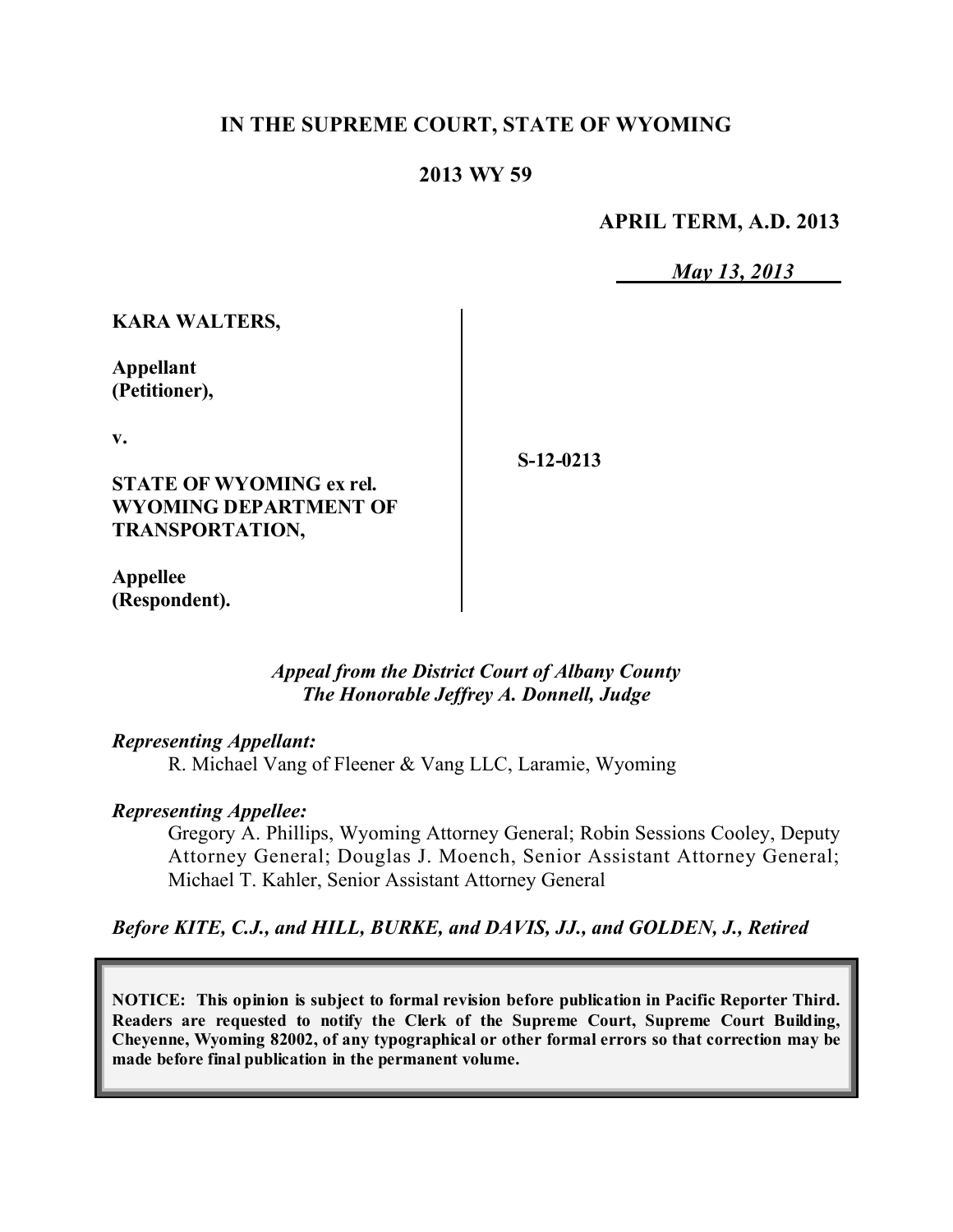**IN THE SUPREME COURT, STATE OF WYOMING**

**2013 WY 59**

**APRIL TERM, A.D. 2013**

*May 13, 2013*

| | |
|---|---|
| **KARA WALTERS,**<br><br>**Appellant (Petitioner),**<br><br>**v.**<br><br>**STATE OF WYOMING ex rel. WYOMING DEPARTMENT OF TRANSPORTATION,**<br><br>**Appellee (Respondent).** | **S-12-0213** |

*Appeal from the District Court of Albany County*
*The Honorable Jeffrey A. Donnell, Judge*

*Representing Appellant:*
R. Michael Vang of Fleener & Vang LLC, Laramie, Wyoming

*Representing Appellee:*
Gregory A. Phillips, Wyoming Attorney General; Robin Sessions Cooley, Deputy Attorney General; Douglas J. Moench, Senior Assistant Attorney General; Michael T. Kahler, Senior Assistant Attorney General

*Before KITE, C.J., and HILL, BURKE, and DAVIS, JJ., and GOLDEN, J., Retired*

**NOTICE: This opinion is subject to formal revision before publication in Pacific Reporter Third. Readers are requested to notify the Clerk of the Supreme Court, Supreme Court Building, Cheyenne, Wyoming 82002, of any typographical or other formal errors so that correction may be made before final publication in the permanent volume.**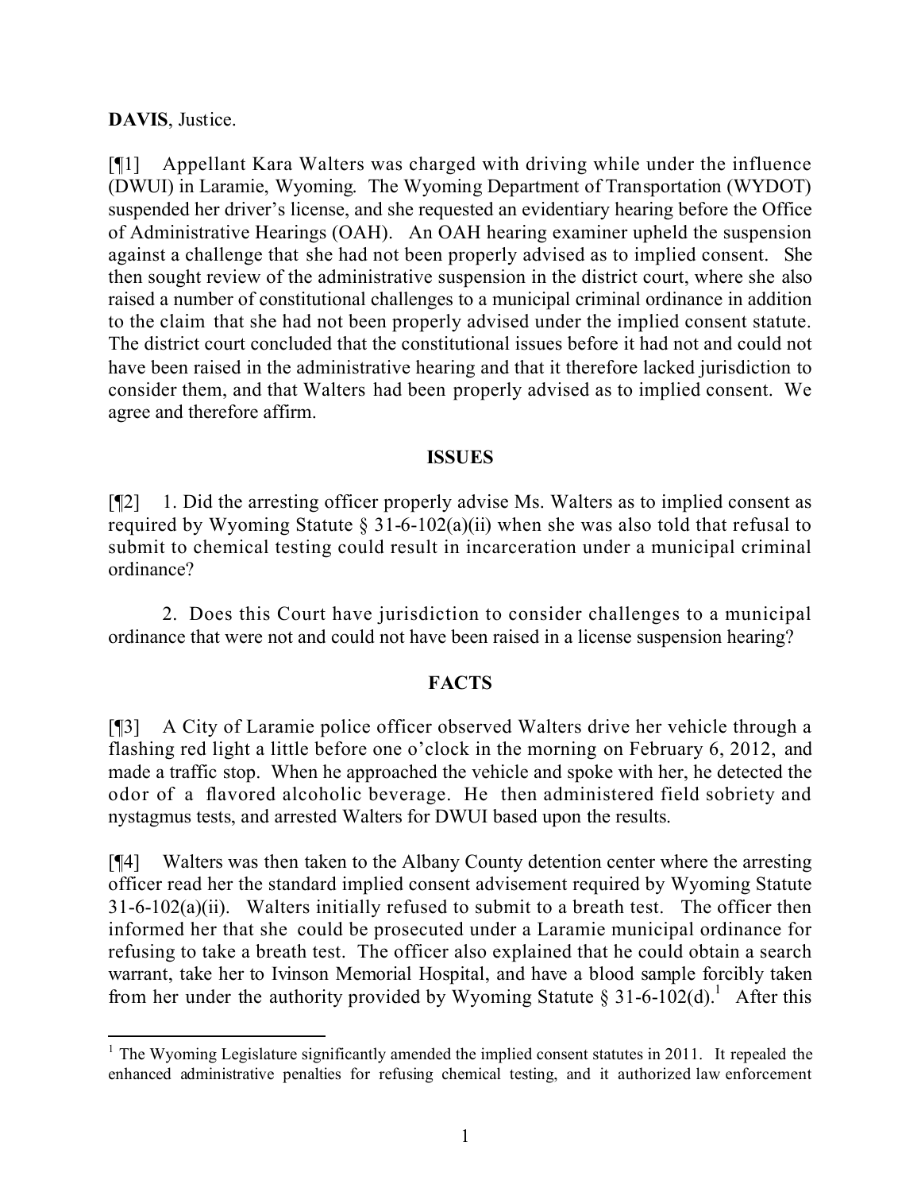**DAVIS**, Justice.

[¶1] Appellant Kara Walters was charged with driving while under the influence (DWUI) in Laramie, Wyoming. The Wyoming Department of Transportation (WYDOT) suspended her driver's license, and she requested an evidentiary hearing before the Office of Administrative Hearings (OAH). An OAH hearing examiner upheld the suspension against a challenge that she had not been properly advised as to implied consent. She then sought review of the administrative suspension in the district court, where she also raised a number of constitutional challenges to a municipal criminal ordinance in addition to the claim that she had not been properly advised under the implied consent statute. The district court concluded that the constitutional issues before it had not and could not have been raised in the administrative hearing and that it therefore lacked jurisdiction to consider them, and that Walters had been properly advised as to implied consent. We agree and therefore affirm.

## ISSUES

[¶2] 1. Did the arresting officer properly advise Ms. Walters as to implied consent as required by Wyoming Statute § 31-6-102(a)(ii) when she was also told that refusal to submit to chemical testing could result in incarceration under a municipal criminal ordinance?

2. Does this Court have jurisdiction to consider challenges to a municipal ordinance that were not and could not have been raised in a license suspension hearing?

## FACTS

[¶3] A City of Laramie police officer observed Walters drive her vehicle through a flashing red light a little before one o'clock in the morning on February 6, 2012, and made a traffic stop. When he approached the vehicle and spoke with her, he detected the odor of a flavored alcoholic beverage. He then administered field sobriety and nystagmus tests, and arrested Walters for DWUI based upon the results.

[¶4] Walters was then taken to the Albany County detention center where the arresting officer read her the standard implied consent advisement required by Wyoming Statute 31-6-102(a)(ii). Walters initially refused to submit to a breath test. The officer then informed her that she could be prosecuted under a Laramie municipal ordinance for refusing to take a breath test. The officer also explained that he could obtain a search warrant, take her to Ivinson Memorial Hospital, and have a blood sample forcibly taken from her under the authority provided by Wyoming Statute § 31-6-102(d).[1] After this

---

[1] The Wyoming Legislature significantly amended the implied consent statutes in 2011. It repealed the enhanced administrative penalties for refusing chemical testing, and it authorized law enforcement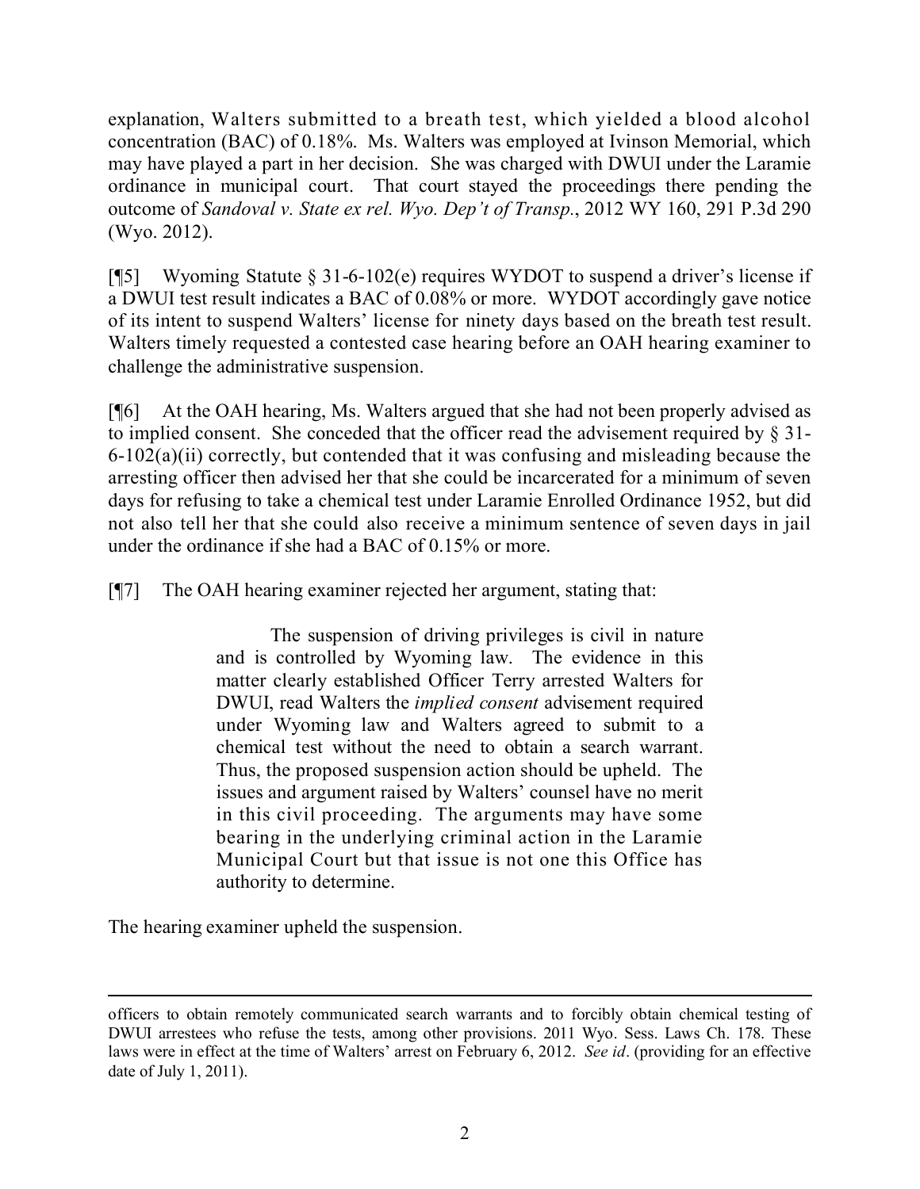explanation, Walters submitted to a breath test, which yielded a blood alcohol concentration (BAC) of 0.18%. Ms. Walters was employed at Ivinson Memorial, which may have played a part in her decision. She was charged with DWUI under the Laramie ordinance in municipal court. That court stayed the proceedings there pending the outcome of *Sandoval v. State ex rel. Wyo. Dep't of Transp.*, 2012 WY 160, 291 P.3d 290 (Wyo. 2012).

[¶5] Wyoming Statute § 31-6-102(e) requires WYDOT to suspend a driver's license if a DWUI test result indicates a BAC of 0.08% or more. WYDOT accordingly gave notice of its intent to suspend Walters' license for ninety days based on the breath test result. Walters timely requested a contested case hearing before an OAH hearing examiner to challenge the administrative suspension.

[¶6] At the OAH hearing, Ms. Walters argued that she had not been properly advised as to implied consent. She conceded that the officer read the advisement required by § 31-6-102(a)(ii) correctly, but contended that it was confusing and misleading because the arresting officer then advised her that she could be incarcerated for a minimum of seven days for refusing to take a chemical test under Laramie Enrolled Ordinance 1952, but did not also tell her that she could also receive a minimum sentence of seven days in jail under the ordinance if she had a BAC of 0.15% or more.

[¶7] The OAH hearing examiner rejected her argument, stating that:

> The suspension of driving privileges is civil in nature and is controlled by Wyoming law. The evidence in this matter clearly established Officer Terry arrested Walters for DWUI, read Walters the *implied consent* advisement required under Wyoming law and Walters agreed to submit to a chemical test without the need to obtain a search warrant. Thus, the proposed suspension action should be upheld. The issues and argument raised by Walters' counsel have no merit in this civil proceeding. The arguments may have some bearing in the underlying criminal action in the Laramie Municipal Court but that issue is not one this Office has authority to determine.

The hearing examiner upheld the suspension.

---

officers to obtain remotely communicated search warrants and to forcibly obtain chemical testing of DWUI arrestees who refuse the tests, among other provisions. 2011 Wyo. Sess. Laws Ch. 178. These laws were in effect at the time of Walters' arrest on February 6, 2012. *See id*. (providing for an effective date of July 1, 2011).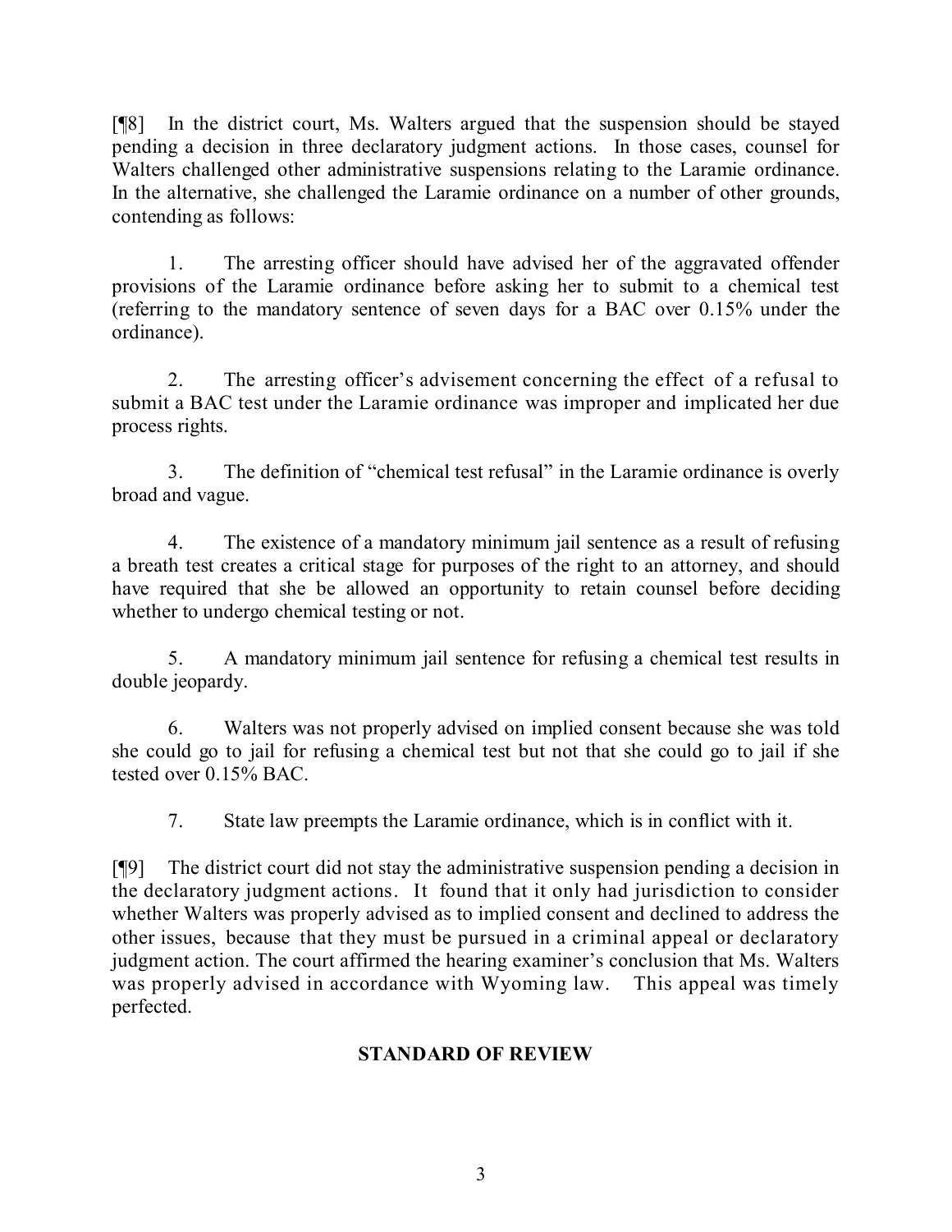[¶8] In the district court, Ms. Walters argued that the suspension should be stayed pending a decision in three declaratory judgment actions. In those cases, counsel for Walters challenged other administrative suspensions relating to the Laramie ordinance. In the alternative, she challenged the Laramie ordinance on a number of other grounds, contending as follows:

1. The arresting officer should have advised her of the aggravated offender provisions of the Laramie ordinance before asking her to submit to a chemical test (referring to the mandatory sentence of seven days for a BAC over 0.15% under the ordinance).

2. The arresting officer's advisement concerning the effect of a refusal to submit a BAC test under the Laramie ordinance was improper and implicated her due process rights.

3. The definition of "chemical test refusal" in the Laramie ordinance is overly broad and vague.

4. The existence of a mandatory minimum jail sentence as a result of refusing a breath test creates a critical stage for purposes of the right to an attorney, and should have required that she be allowed an opportunity to retain counsel before deciding whether to undergo chemical testing or not.

5. A mandatory minimum jail sentence for refusing a chemical test results in double jeopardy.

6. Walters was not properly advised on implied consent because she was told she could go to jail for refusing a chemical test but not that she could go to jail if she tested over 0.15% BAC.

7. State law preempts the Laramie ordinance, which is in conflict with it.

[¶9] The district court did not stay the administrative suspension pending a decision in the declaratory judgment actions. It found that it only had jurisdiction to consider whether Walters was properly advised as to implied consent and declined to address the other issues, because that they must be pursued in a criminal appeal or declaratory judgment action. The court affirmed the hearing examiner's conclusion that Ms. Walters was properly advised in accordance with Wyoming law. This appeal was timely perfected.

## STANDARD OF REVIEW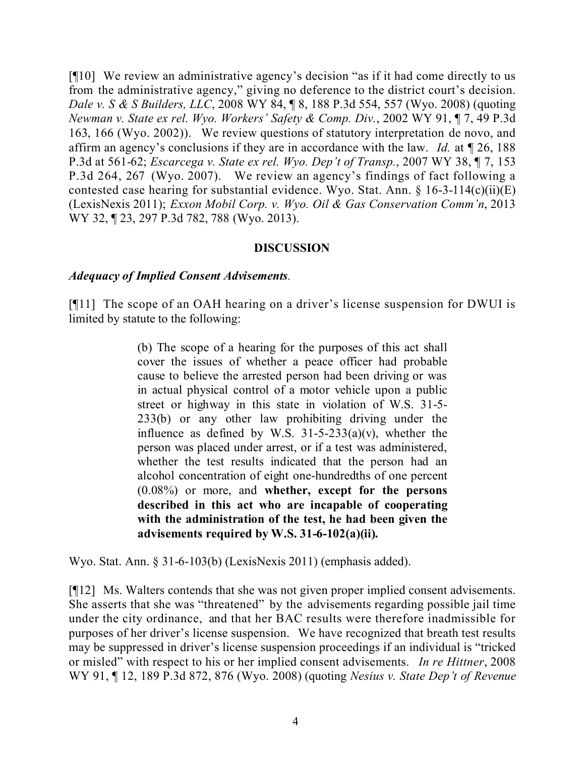[¶10] We review an administrative agency's decision "as if it had come directly to us from the administrative agency," giving no deference to the district court's decision. *Dale v. S & S Builders, LLC*, 2008 WY 84, ¶ 8, 188 P.3d 554, 557 (Wyo. 2008) (quoting *Newman v. State ex rel. Wyo. Workers' Safety & Comp. Div.*, 2002 WY 91, ¶ 7, 49 P.3d 163, 166 (Wyo. 2002)). We review questions of statutory interpretation de novo, and affirm an agency's conclusions if they are in accordance with the law. *Id.* at ¶ 26, 188 P.3d at 561-62; *Escarcega v. State ex rel. Wyo. Dep't of Transp.*, 2007 WY 38, ¶ 7, 153 P.3d 264, 267 (Wyo. 2007). We review an agency's findings of fact following a contested case hearing for substantial evidence. Wyo. Stat. Ann. § 16-3-114(c)(ii)(E) (LexisNexis 2011); *Exxon Mobil Corp. v. Wyo. Oil & Gas Conservation Comm'n*, 2013 WY 32, ¶ 23, 297 P.3d 782, 788 (Wyo. 2013).

## DISCUSSION

### *Adequacy of Implied Consent Advisements.*

[¶11] The scope of an OAH hearing on a driver's license suspension for DWUI is limited by statute to the following:

> (b) The scope of a hearing for the purposes of this act shall cover the issues of whether a peace officer had probable cause to believe the arrested person had been driving or was in actual physical control of a motor vehicle upon a public street or highway in this state in violation of W.S. 31-5-233(b) or any other law prohibiting driving under the influence as defined by W.S. 31-5-233(a)(v), whether the person was placed under arrest, or if a test was administered, whether the test results indicated that the person had an alcohol concentration of eight one-hundredths of one percent (0.08%) or more, and **whether, except for the persons described in this act who are incapable of cooperating with the administration of the test, he had been given the advisements required by W.S. 31-6-102(a)(ii).**

Wyo. Stat. Ann. § 31-6-103(b) (LexisNexis 2011) (emphasis added).

[¶12] Ms. Walters contends that she was not given proper implied consent advisements. She asserts that she was "threatened" by the advisements regarding possible jail time under the city ordinance, and that her BAC results were therefore inadmissible for purposes of her driver's license suspension. We have recognized that breath test results may be suppressed in driver's license suspension proceedings if an individual is "tricked or misled" with respect to his or her implied consent advisements. *In re Hittner*, 2008 WY 91, ¶ 12, 189 P.3d 872, 876 (Wyo. 2008) (quoting *Nesius v. State Dep't of Revenue*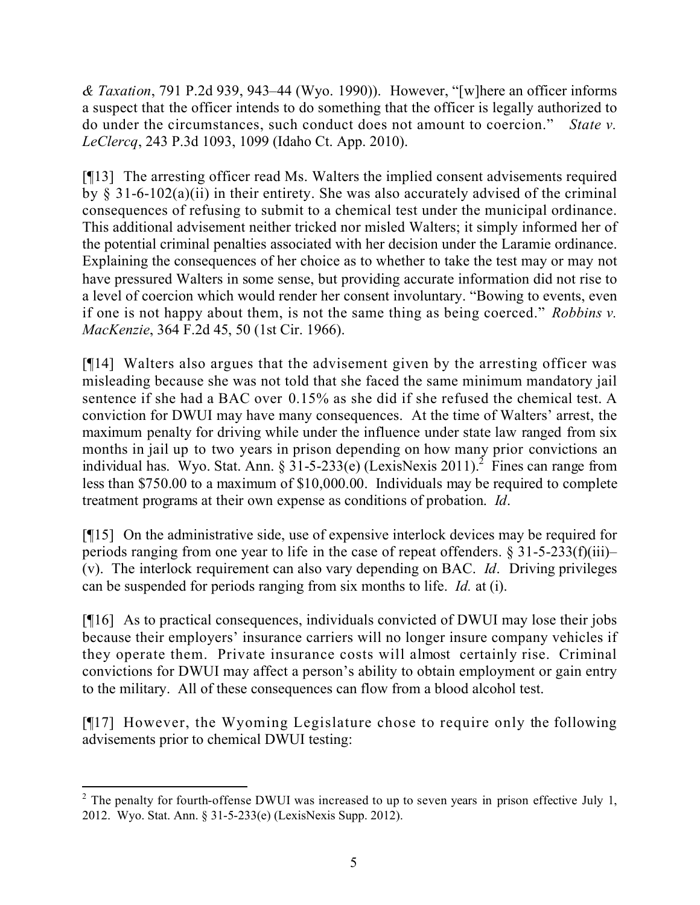*& Taxation*, 791 P.2d 939, 943–44 (Wyo. 1990)). However, "[w]here an officer informs a suspect that the officer intends to do something that the officer is legally authorized to do under the circumstances, such conduct does not amount to coercion." *State v. LeClercq*, 243 P.3d 1093, 1099 (Idaho Ct. App. 2010).

[¶13] The arresting officer read Ms. Walters the implied consent advisements required by § 31-6-102(a)(ii) in their entirety. She was also accurately advised of the criminal consequences of refusing to submit to a chemical test under the municipal ordinance. This additional advisement neither tricked nor misled Walters; it simply informed her of the potential criminal penalties associated with her decision under the Laramie ordinance. Explaining the consequences of her choice as to whether to take the test may or may not have pressured Walters in some sense, but providing accurate information did not rise to a level of coercion which would render her consent involuntary. "Bowing to events, even if one is not happy about them, is not the same thing as being coerced." *Robbins v. MacKenzie*, 364 F.2d 45, 50 (1st Cir. 1966).

[¶14] Walters also argues that the advisement given by the arresting officer was misleading because she was not told that she faced the same minimum mandatory jail sentence if she had a BAC over 0.15% as she did if she refused the chemical test. A conviction for DWUI may have many consequences. At the time of Walters' arrest, the maximum penalty for driving while under the influence under state law ranged from six months in jail up to two years in prison depending on how many prior convictions an individual has. Wyo. Stat. Ann. § 31-5-233(e) (LexisNexis 2011).[2] Fines can range from less than $750.00 to a maximum of $10,000.00. Individuals may be required to complete treatment programs at their own expense as conditions of probation. *Id*.

[¶15] On the administrative side, use of expensive interlock devices may be required for periods ranging from one year to life in the case of repeat offenders. § 31-5-233(f)(iii)–(v). The interlock requirement can also vary depending on BAC. *Id*. Driving privileges can be suspended for periods ranging from six months to life. *Id.* at (i).

[¶16] As to practical consequences, individuals convicted of DWUI may lose their jobs because their employers' insurance carriers will no longer insure company vehicles if they operate them. Private insurance costs will almost certainly rise. Criminal convictions for DWUI may affect a person's ability to obtain employment or gain entry to the military. All of these consequences can flow from a blood alcohol test.

[¶17] However, the Wyoming Legislature chose to require only the following advisements prior to chemical DWUI testing:

---

[2] The penalty for fourth-offense DWUI was increased to up to seven years in prison effective July 1, 2012. Wyo. Stat. Ann. § 31-5-233(e) (LexisNexis Supp. 2012).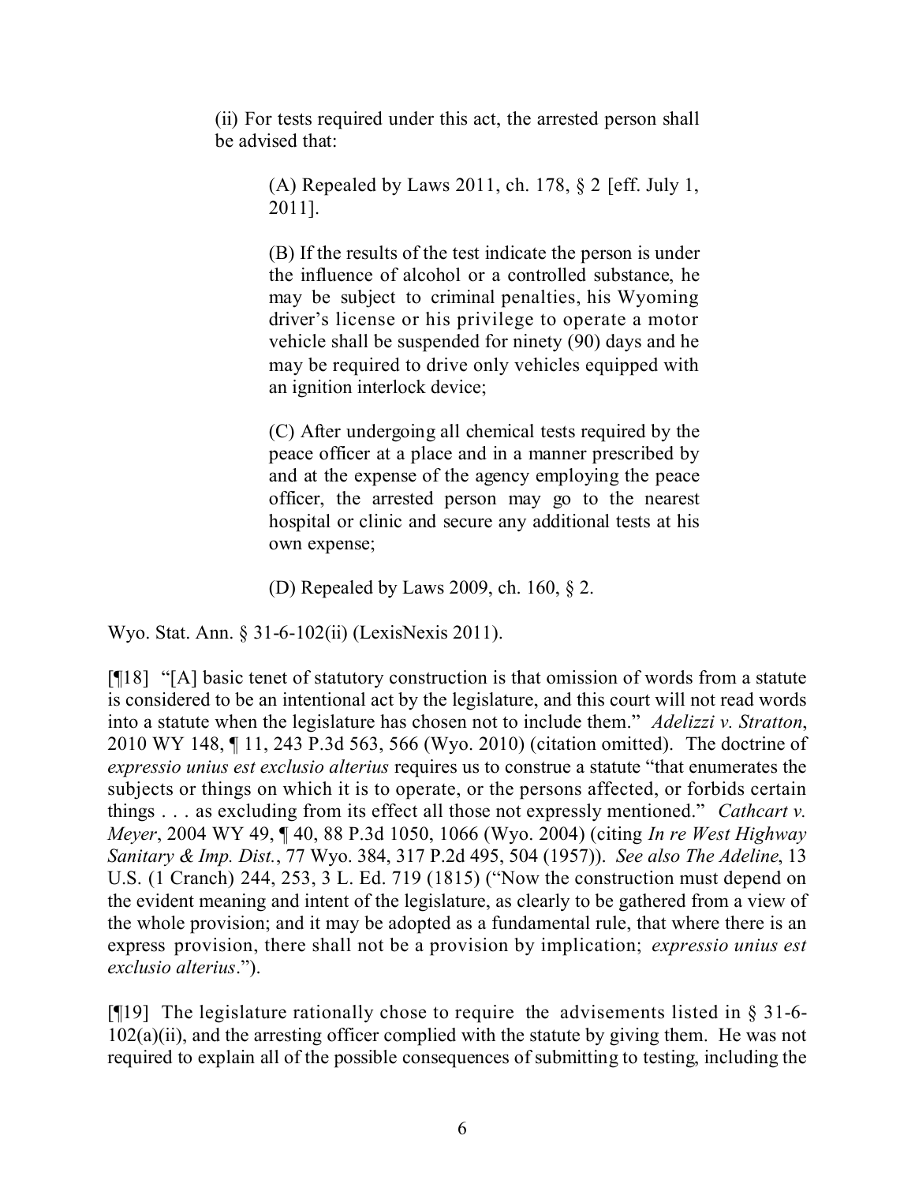> (ii) For tests required under this act, the arrested person shall be advised that:
>
> > (A) Repealed by Laws 2011, ch. 178, § 2 [eff. July 1, 2011].
> >
> > (B) If the results of the test indicate the person is under the influence of alcohol or a controlled substance, he may be subject to criminal penalties, his Wyoming driver's license or his privilege to operate a motor vehicle shall be suspended for ninety (90) days and he may be required to drive only vehicles equipped with an ignition interlock device;
> >
> > (C) After undergoing all chemical tests required by the peace officer at a place and in a manner prescribed by and at the expense of the agency employing the peace officer, the arrested person may go to the nearest hospital or clinic and secure any additional tests at his own expense;
> >
> > (D) Repealed by Laws 2009, ch. 160, § 2.

Wyo. Stat. Ann. § 31-6-102(ii) (LexisNexis 2011).

[¶18] "[A] basic tenet of statutory construction is that omission of words from a statute is considered to be an intentional act by the legislature, and this court will not read words into a statute when the legislature has chosen not to include them." *Adelizzi v. Stratton*, 2010 WY 148, ¶ 11, 243 P.3d 563, 566 (Wyo. 2010) (citation omitted). The doctrine of *expressio unius est exclusio alterius* requires us to construe a statute "that enumerates the subjects or things on which it is to operate, or the persons affected, or forbids certain things . . . as excluding from its effect all those not expressly mentioned." *Cathcart v. Meyer*, 2004 WY 49, ¶ 40, 88 P.3d 1050, 1066 (Wyo. 2004) (citing *In re West Highway Sanitary & Imp. Dist.*, 77 Wyo. 384, 317 P.2d 495, 504 (1957)). *See also The Adeline*, 13 U.S. (1 Cranch) 244, 253, 3 L. Ed. 719 (1815) ("Now the construction must depend on the evident meaning and intent of the legislature, as clearly to be gathered from a view of the whole provision; and it may be adopted as a fundamental rule, that where there is an express provision, there shall not be a provision by implication; *expressio unius est exclusio alterius*.").

[¶19] The legislature rationally chose to require the advisements listed in § 31-6-102(a)(ii), and the arresting officer complied with the statute by giving them. He was not required to explain all of the possible consequences of submitting to testing, including the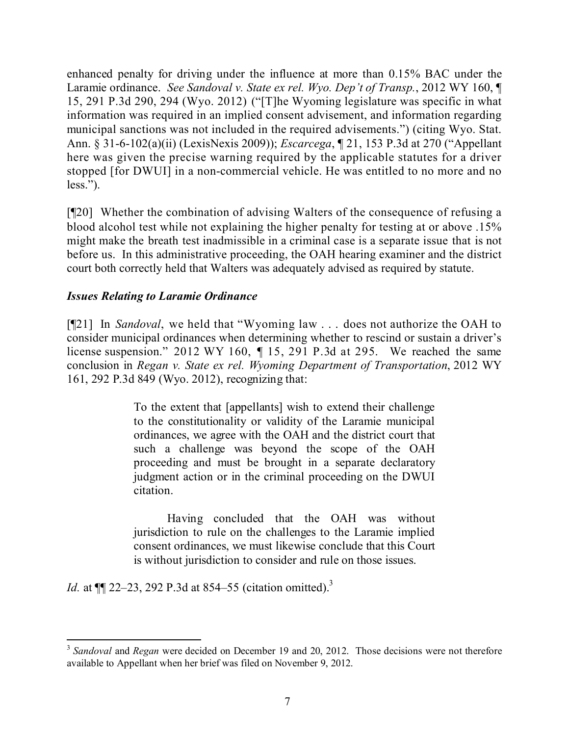enhanced penalty for driving under the influence at more than 0.15% BAC under the Laramie ordinance. *See Sandoval v. State ex rel. Wyo. Dep't of Transp.*, 2012 WY 160, ¶ 15, 291 P.3d 290, 294 (Wyo. 2012) ("[T]he Wyoming legislature was specific in what information was required in an implied consent advisement, and information regarding municipal sanctions was not included in the required advisements.") (citing Wyo. Stat. Ann. § 31-6-102(a)(ii) (LexisNexis 2009)); *Escarcega*, ¶ 21, 153 P.3d at 270 ("Appellant here was given the precise warning required by the applicable statutes for a driver stopped [for DWUI] in a non-commercial vehicle. He was entitled to no more and no less.").

[¶20] Whether the combination of advising Walters of the consequence of refusing a blood alcohol test while not explaining the higher penalty for testing at or above .15% might make the breath test inadmissible in a criminal case is a separate issue that is not before us. In this administrative proceeding, the OAH hearing examiner and the district court both correctly held that Walters was adequately advised as required by statute.

### *Issues Relating to Laramie Ordinance*

[¶21] In *Sandoval*, we held that "Wyoming law . . . does not authorize the OAH to consider municipal ordinances when determining whether to rescind or sustain a driver's license suspension." 2012 WY 160, ¶ 15, 291 P.3d at 295. We reached the same conclusion in *Regan v. State ex rel. Wyoming Department of Transportation*, 2012 WY 161, 292 P.3d 849 (Wyo. 2012), recognizing that:

> To the extent that [appellants] wish to extend their challenge to the constitutionality or validity of the Laramie municipal ordinances, we agree with the OAH and the district court that such a challenge was beyond the scope of the OAH proceeding and must be brought in a separate declaratory judgment action or in the criminal proceeding on the DWUI citation.
>
> Having concluded that the OAH was without jurisdiction to rule on the challenges to the Laramie implied consent ordinances, we must likewise conclude that this Court is without jurisdiction to consider and rule on those issues.

*Id.* at ¶¶ 22–23, 292 P.3d at 854–55 (citation omitted).[3]

---

[3] *Sandoval* and *Regan* were decided on December 19 and 20, 2012. Those decisions were not therefore available to Appellant when her brief was filed on November 9, 2012.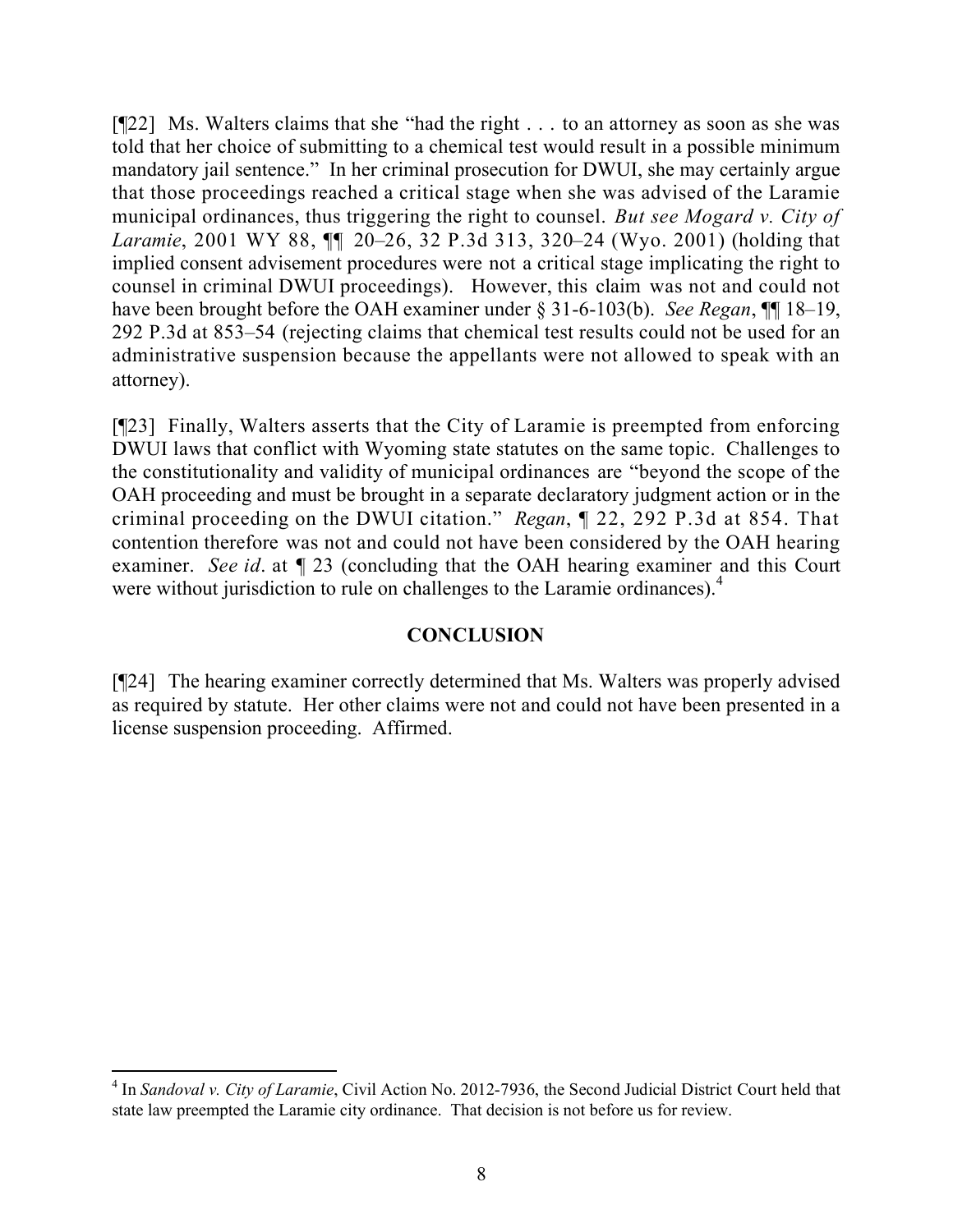[¶22] Ms. Walters claims that she "had the right . . . to an attorney as soon as she was told that her choice of submitting to a chemical test would result in a possible minimum mandatory jail sentence." In her criminal prosecution for DWUI, she may certainly argue that those proceedings reached a critical stage when she was advised of the Laramie municipal ordinances, thus triggering the right to counsel. *But see Mogard v. City of Laramie*, 2001 WY 88, ¶¶ 20–26, 32 P.3d 313, 320–24 (Wyo. 2001) (holding that implied consent advisement procedures were not a critical stage implicating the right to counsel in criminal DWUI proceedings). However, this claim was not and could not have been brought before the OAH examiner under § 31-6-103(b). *See Regan*, ¶¶ 18–19, 292 P.3d at 853–54 (rejecting claims that chemical test results could not be used for an administrative suspension because the appellants were not allowed to speak with an attorney).

[¶23] Finally, Walters asserts that the City of Laramie is preempted from enforcing DWUI laws that conflict with Wyoming state statutes on the same topic. Challenges to the constitutionality and validity of municipal ordinances are "beyond the scope of the OAH proceeding and must be brought in a separate declaratory judgment action or in the criminal proceeding on the DWUI citation." *Regan*, ¶ 22, 292 P.3d at 854. That contention therefore was not and could not have been considered by the OAH hearing examiner. *See id*. at ¶ 23 (concluding that the OAH hearing examiner and this Court were without jurisdiction to rule on challenges to the Laramie ordinances).[4]

## CONCLUSION

[¶24] The hearing examiner correctly determined that Ms. Walters was properly advised as required by statute. Her other claims were not and could not have been presented in a license suspension proceeding. Affirmed.

---

[4] In *Sandoval v. City of Laramie*, Civil Action No. 2012-7936, the Second Judicial District Court held that state law preempted the Laramie city ordinance. That decision is not before us for review.